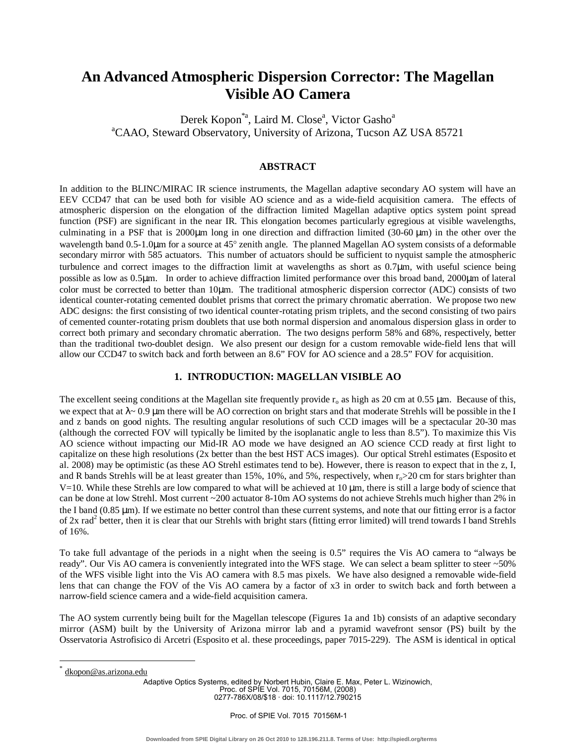# An Advanced Atmospheric Dispersion Corrector: The Magellan Visible AO Camera

Derek Kopon[*a], Laird M. Close[a], Victor Gasho[a]

[a]CAAO, Steward Observatory, University of Arizona, Tucson AZ USA 85721

## ABSTRACT

In addition to the BLINC/MIRAC IR science instruments, the Magellan adaptive secondary AO system will have an EEV CCD47 that can be used both for visible AO science and as a wide-field acquisition camera. The effects of atmospheric dispersion on the elongation of the diffraction limited Magellan adaptive optics system point spread function (PSF) are significant in the near IR. This elongation becomes particularly egregious at visible wavelengths, culminating in a PSF that is 2000μm long in one direction and diffraction limited (30-60 μm) in the other over the wavelength band 0.5-1.0μm for a source at 45° zenith angle. The planned Magellan AO system consists of a deformable secondary mirror with 585 actuators. This number of actuators should be sufficient to nyquist sample the atmospheric turbulence and correct images to the diffraction limit at wavelengths as short as 0.7μm, with useful science being possible as low as 0.5μm. In order to achieve diffraction limited performance over this broad band, 2000μm of lateral color must be corrected to better than 10μm. The traditional atmospheric dispersion corrector (ADC) consists of two identical counter-rotating cemented doublet prisms that correct the primary chromatic aberration. We propose two new ADC designs: the first consisting of two identical counter-rotating prism triplets, and the second consisting of two pairs of cemented counter-rotating prism doublets that use both normal dispersion and anomalous dispersion glass in order to correct both primary and secondary chromatic aberration. The two designs perform 58% and 68%, respectively, better than the traditional two-doublet design. We also present our design for a custom removable wide-field lens that will allow our CCD47 to switch back and forth between an 8.6" FOV for AO science and a 28.5" FOV for acquisition.

## 1. INTRODUCTION: MAGELLAN VISIBLE AO

The excellent seeing conditions at the Magellan site frequently provide $r_o$ as high as 20 cm at 0.55 μm. Because of this, we expect that at λ~ 0.9 μm there will be AO correction on bright stars and that moderate Strehls will be possible in the I and z bands on good nights. The resulting angular resolutions of such CCD images will be a spectacular 20-30 mas (although the corrected FOV will typically be limited by the isoplanatic angle to less than 8.5"). To maximize this Vis AO science without impacting our Mid-IR AO mode we have designed an AO science CCD ready at first light to capitalize on these high resolutions (2x better than the best HST ACS images). Our optical Strehl estimates (Esposito et al. 2008) may be optimistic (as these AO Strehl estimates tend to be). However, there is reason to expect that in the z, I, and R bands Strehls will be at least greater than 15%, 10%, and 5%, respectively, when $r_o$>20 cm for stars brighter than V=10. While these Strehls are low compared to what will be achieved at 10 μm, there is still a large body of science that can be done at low Strehl. Most current ~200 actuator 8-10m AO systems do not achieve Strehls much higher than 2% in the I band (0.85 μm). If we estimate no better control than these current systems, and note that our fitting error is a factor of 2x rad$^2$ better, then it is clear that our Strehls with bright stars (fitting error limited) will trend towards I band Strehls of 16%.

To take full advantage of the periods in a night when the seeing is 0.5" requires the Vis AO camera to "always be ready". Our Vis AO camera is conveniently integrated into the WFS stage. We can select a beam splitter to steer ~50% of the WFS visible light into the Vis AO camera with 8.5 mas pixels. We have also designed a removable wide-field lens that can change the FOV of the Vis AO camera by a factor of x3 in order to switch back and forth between a narrow-field science camera and a wide-field acquisition camera.

The AO system currently being built for the Magellan telescope (Figures 1a and 1b) consists of an adaptive secondary mirror (ASM) built by the University of Arizona mirror lab and a pyramid wavefront sensor (PS) built by the Osservatoria Astrofisico di Arcetri (Esposito et al. these proceedings, paper 7015-229). The ASM is identical in optical

[*] dkopon@as.arizona.edu

Adaptive Optics Systems, edited by Norbert Hubin, Claire E. Max, Peter L. Wizinowich, Proc. of SPIE Vol. 7015, 70156M, (2008)
0277-786X/08/$18 · doi: 10.1117/12.790215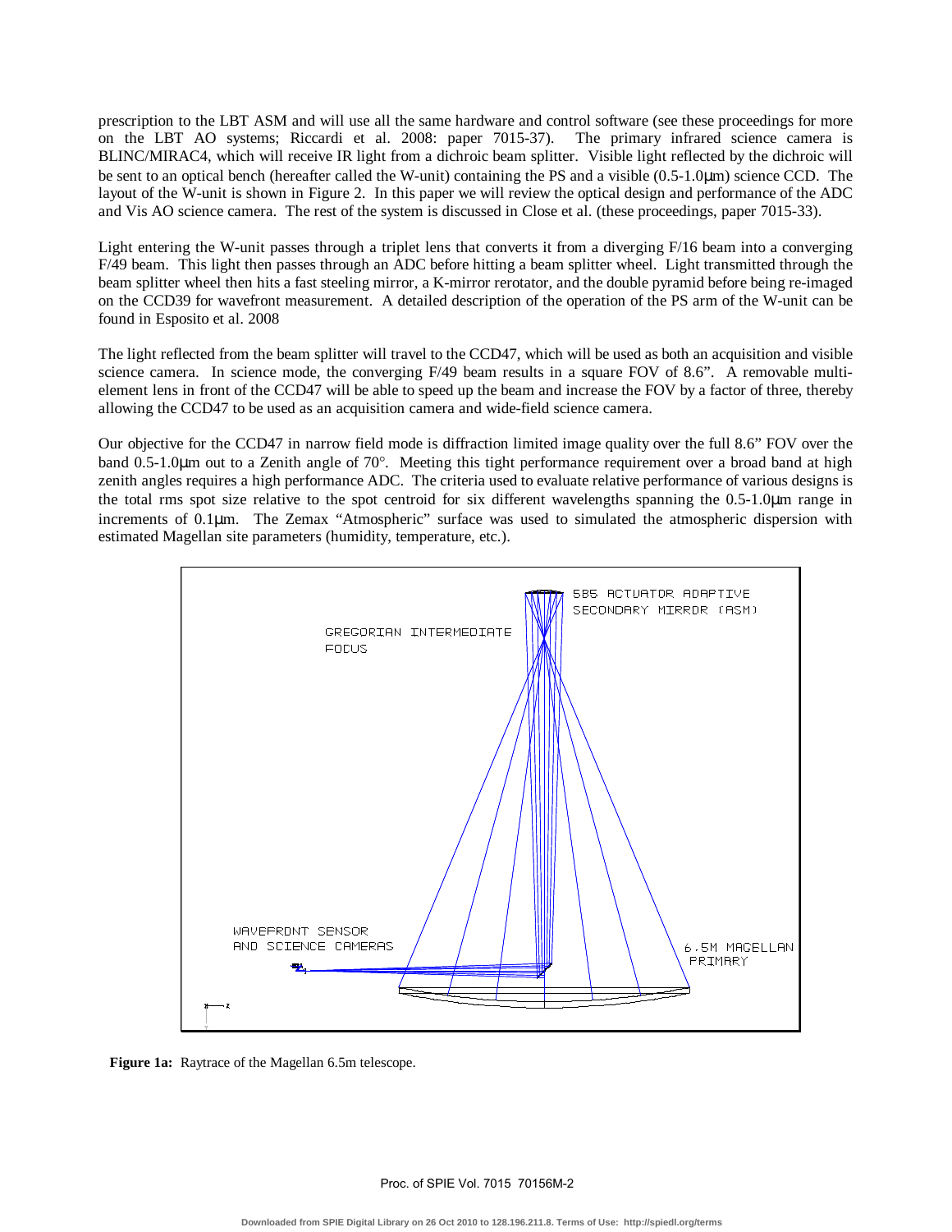prescription to the LBT ASM and will use all the same hardware and control software (see these proceedings for more on the LBT AO systems; Riccardi et al. 2008: paper 7015-37). The primary infrared science camera is BLINC/MIRAC4, which will receive IR light from a dichroic beam splitter. Visible light reflected by the dichroic will be sent to an optical bench (hereafter called the W-unit) containing the PS and a visible (0.5-1.0μm) science CCD. The layout of the W-unit is shown in Figure 2. In this paper we will review the optical design and performance of the ADC and Vis AO science camera. The rest of the system is discussed in Close et al. (these proceedings, paper 7015-33).

Light entering the W-unit passes through a triplet lens that converts it from a diverging F/16 beam into a converging F/49 beam. This light then passes through an ADC before hitting a beam splitter wheel. Light transmitted through the beam splitter wheel then hits a fast steeling mirror, a K-mirror rerotator, and the double pyramid before being re-imaged on the CCD39 for wavefront measurement. A detailed description of the operation of the PS arm of the W-unit can be found in Esposito et al. 2008

The light reflected from the beam splitter will travel to the CCD47, which will be used as both an acquisition and visible science camera. In science mode, the converging F/49 beam results in a square FOV of 8.6". A removable multi-element lens in front of the CCD47 will be able to speed up the beam and increase the FOV by a factor of three, thereby allowing the CCD47 to be used as an acquisition camera and wide-field science camera.

Our objective for the CCD47 in narrow field mode is diffraction limited image quality over the full 8.6" FOV over the band 0.5-1.0μm out to a Zenith angle of 70°. Meeting this tight performance requirement over a broad band at high zenith angles requires a high performance ADC. The criteria used to evaluate relative performance of various designs is the total rms spot size relative to the spot centroid for six different wavelengths spanning the 0.5-1.0μm range in increments of 0.1μm. The Zemax "Atmospheric" surface was used to simulated the atmospheric dispersion with estimated Magellan site parameters (humidity, temperature, etc.).

**Figure 1a:** Raytrace of the Magellan 6.5m telescope.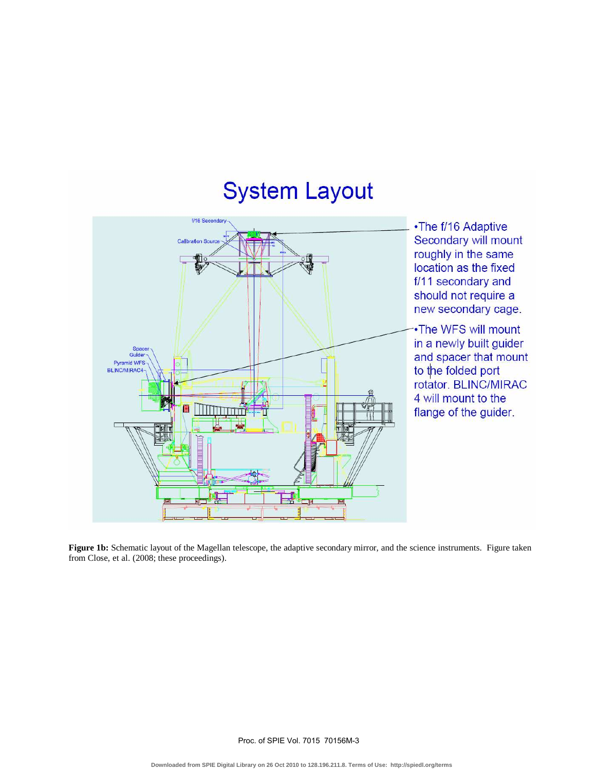# System Layout

- The f/16 Adaptive Secondary will mount roughly in the same location as the fixed f/11 secondary and should not require a new secondary cage.
- The WFS will mount in a newly built guider and spacer that mount to the folded port rotator. BLINC/MIRAC 4 will mount to the flange of the guider.

**Figure 1b:** Schematic layout of the Magellan telescope, the adaptive secondary mirror, and the science instruments. Figure taken from Close, et al. (2008; these proceedings).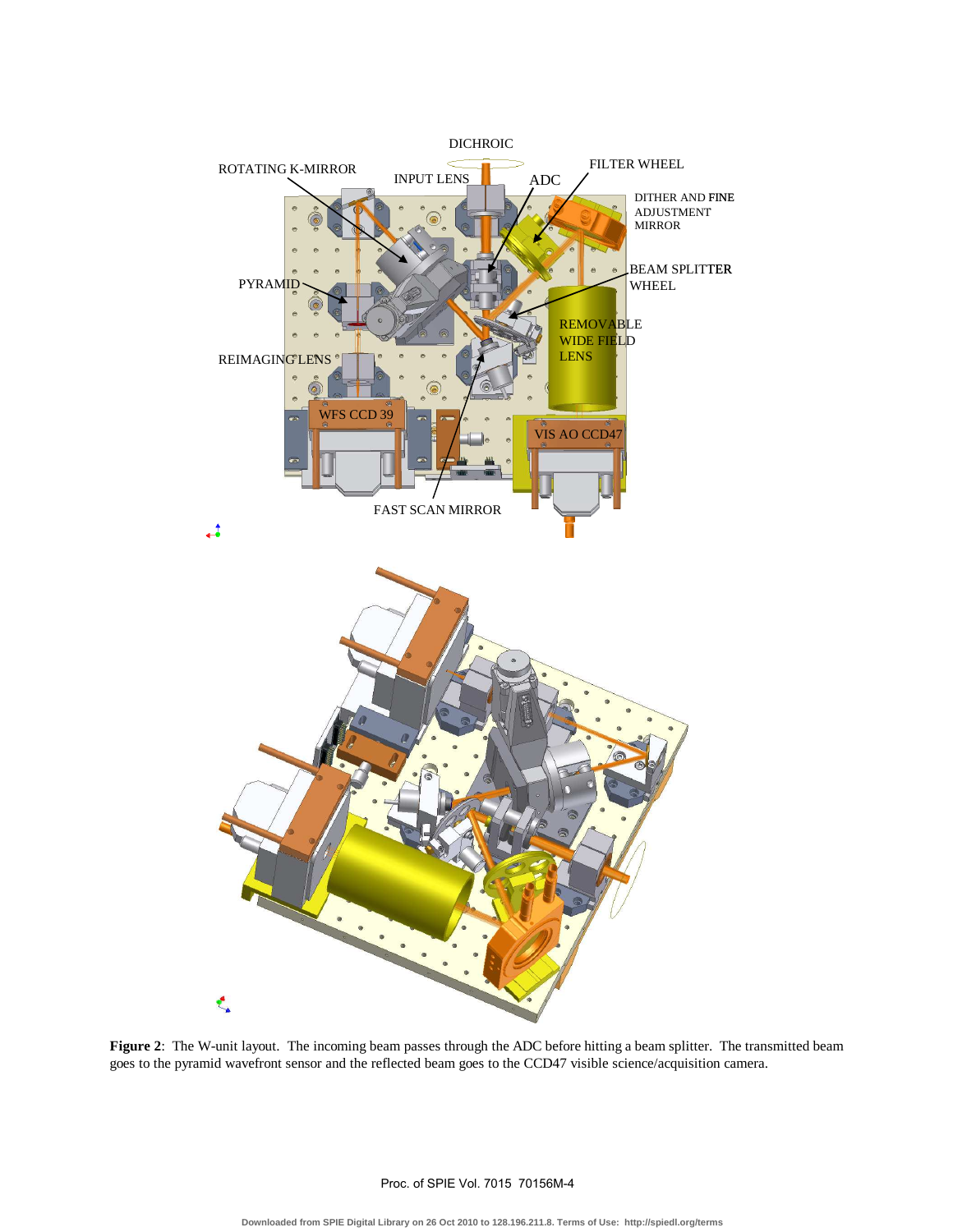**Figure 2**: The W-unit layout. The incoming beam passes through the ADC before hitting a beam splitter. The transmitted beam goes to the pyramid wavefront sensor and the reflected beam goes to the CCD47 visible science/acquisition camera.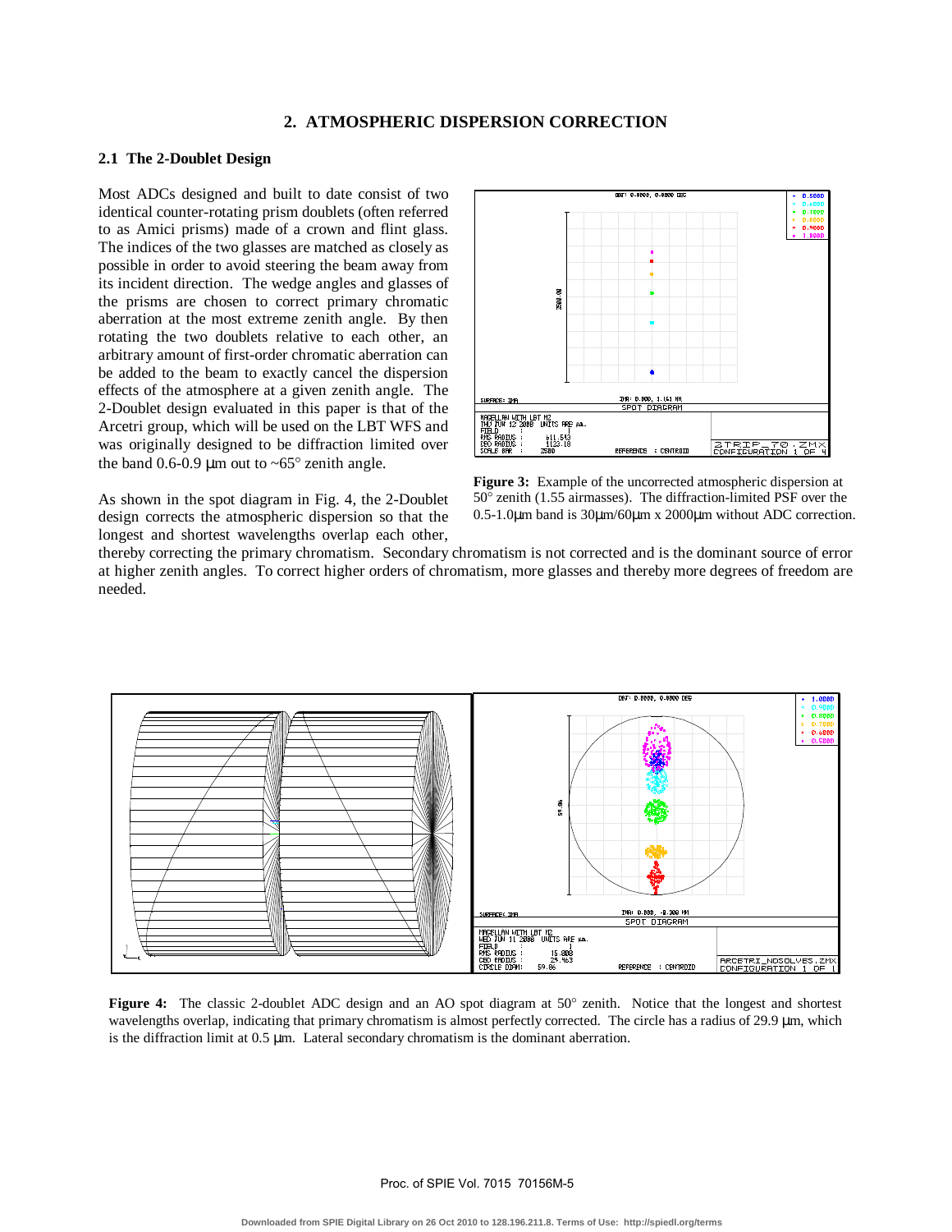## 2. ATMOSPHERIC DISPERSION CORRECTION

### 2.1 The 2-Doublet Design

Most ADCs designed and built to date consist of two identical counter-rotating prism doublets (often referred to as Amici prisms) made of a crown and flint glass. The indices of the two glasses are matched as closely as possible in order to avoid steering the beam away from its incident direction. The wedge angles and glasses of the prisms are chosen to correct primary chromatic aberration at the most extreme zenith angle. By then rotating the two doublets relative to each other, an arbitrary amount of first-order chromatic aberration can be added to the beam to exactly cancel the dispersion effects of the atmosphere at a given zenith angle. The 2-Doublet design evaluated in this paper is that of the Arcetri group, which will be used on the LBT WFS and was originally designed to be diffraction limited over the band 0.6-0.9 μm out to ~65° zenith angle.

**Figure 3:** Example of the uncorrected atmospheric dispersion at 50° zenith (1.55 airmasses). The diffraction-limited PSF over the 0.5-1.0μm band is 30μm/60μm x 2000μm without ADC correction.

As shown in the spot diagram in Fig. 4, the 2-Doublet design corrects the atmospheric dispersion so that the longest and shortest wavelengths overlap each other, thereby correcting the primary chromatism. Secondary chromatism is not corrected and is the dominant source of error at higher zenith angles. To correct higher orders of chromatism, more glasses and thereby more degrees of freedom are needed.

**Figure 4:** The classic 2-doublet ADC design and an AO spot diagram at 50° zenith. Notice that the longest and shortest wavelengths overlap, indicating that primary chromatism is almost perfectly corrected. The circle has a radius of 29.9 μm, which is the diffraction limit at 0.5 μm. Lateral secondary chromatism is the dominant aberration.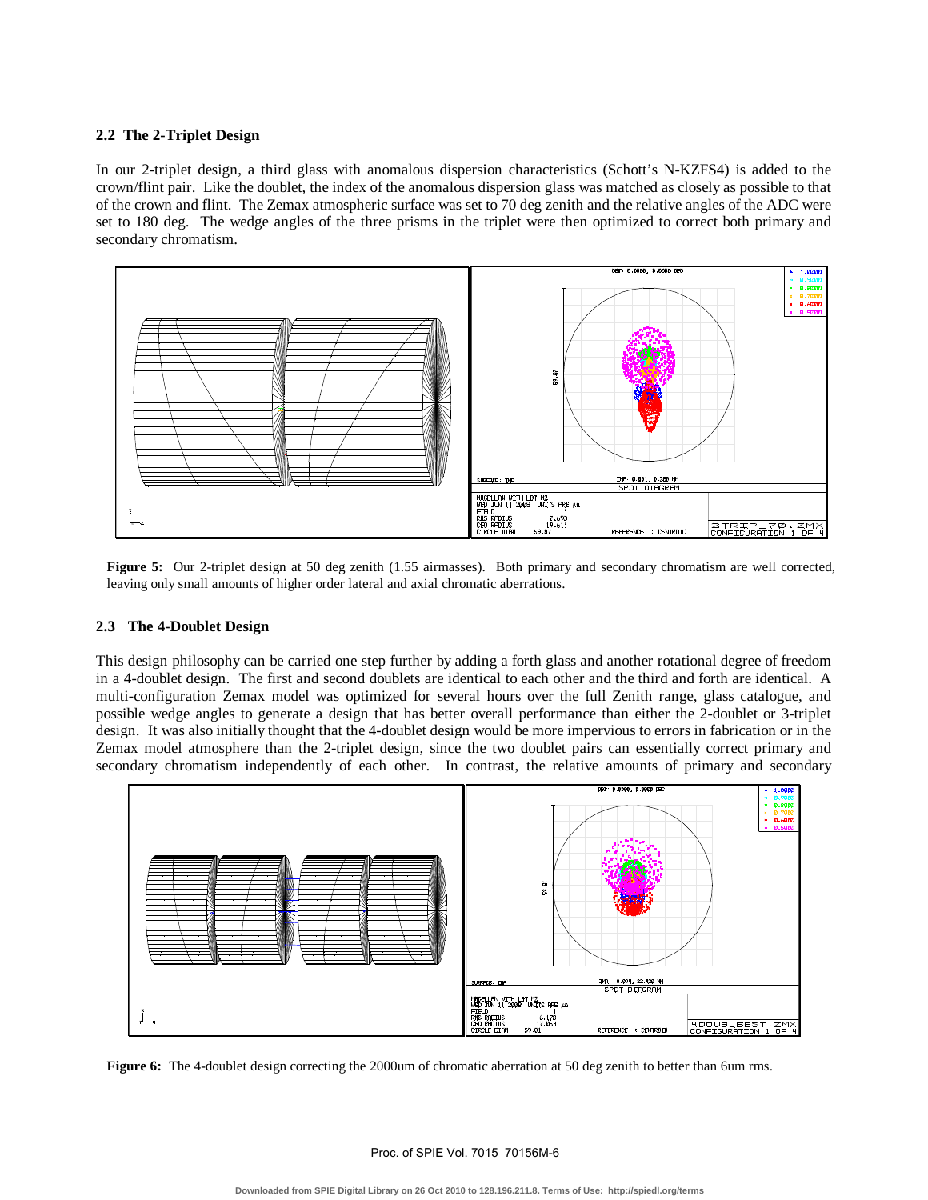### 2.2 The 2-Triplet Design

In our 2-triplet design, a third glass with anomalous dispersion characteristics (Schott's N-KZFS4) is added to the crown/flint pair. Like the doublet, the index of the anomalous dispersion glass was matched as closely as possible to that of the crown and flint. The Zemax atmospheric surface was set to 70 deg zenith and the relative angles of the ADC were set to 180 deg. The wedge angles of the three prisms in the triplet were then optimized to correct both primary and secondary chromatism.

**Figure 5:** Our 2-triplet design at 50 deg zenith (1.55 airmasses). Both primary and secondary chromatism are well corrected, leaving only small amounts of higher order lateral and axial chromatic aberrations.

### 2.3 The 4-Doublet Design

This design philosophy can be carried one step further by adding a forth glass and another rotational degree of freedom in a 4-doublet design. The first and second doublets are identical to each other and the third and forth are identical. A multi-configuration Zemax model was optimized for several hours over the full Zenith range, glass catalogue, and possible wedge angles to generate a design that has better overall performance than either the 2-doublet or 3-triplet design. It was also initially thought that the 4-doublet design would be more impervious to errors in fabrication or in the Zemax model atmosphere than the 2-triplet design, since the two doublet pairs can essentially correct primary and secondary chromatism independently of each other. In contrast, the relative amounts of primary and secondary

**Figure 6:** The 4-doublet design correcting the 2000um of chromatic aberration at 50 deg zenith to better than 6um rms.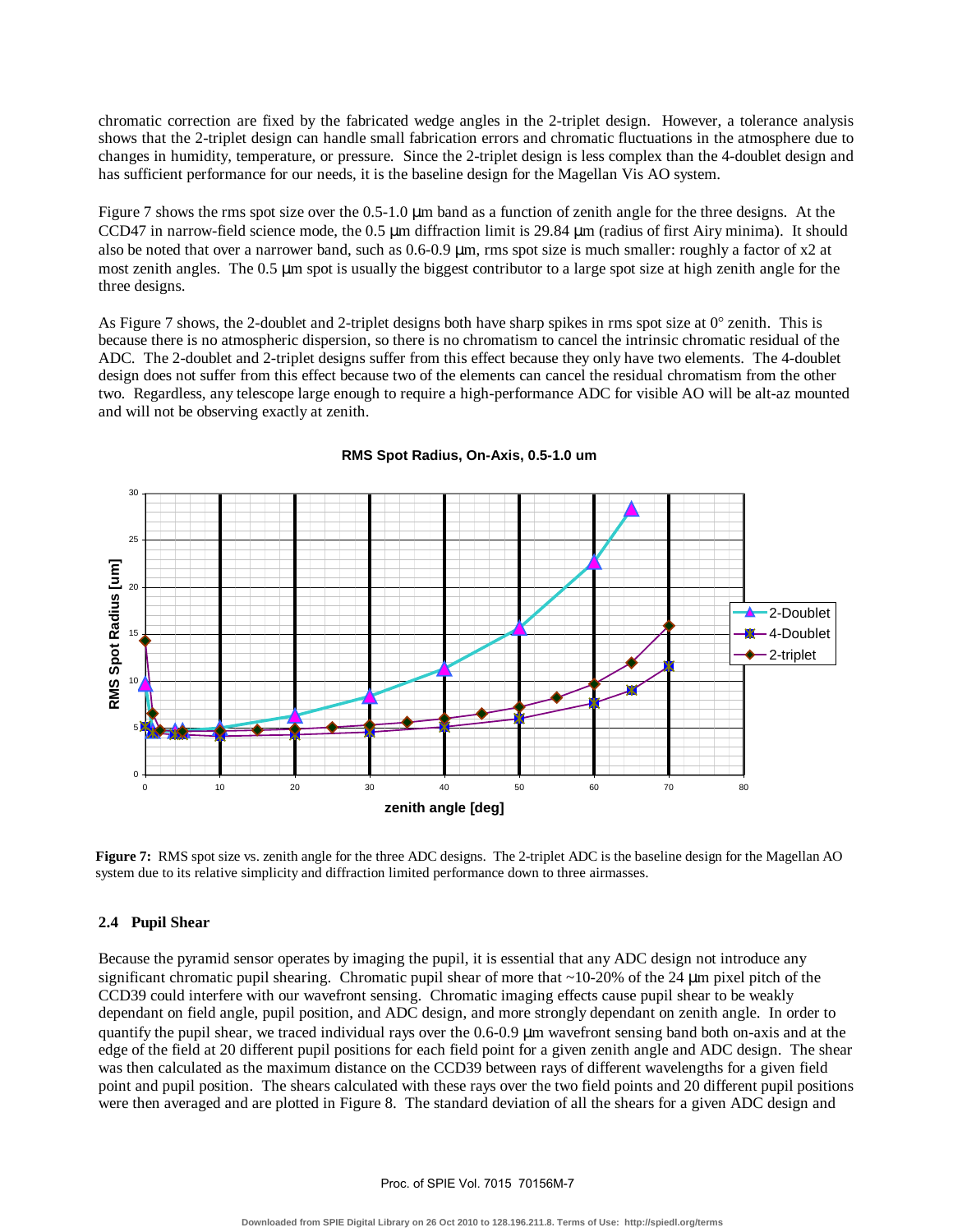chromatic correction are fixed by the fabricated wedge angles in the 2-triplet design. However, a tolerance analysis shows that the 2-triplet design can handle small fabrication errors and chromatic fluctuations in the atmosphere due to changes in humidity, temperature, or pressure. Since the 2-triplet design is less complex than the 4-doublet design and has sufficient performance for our needs, it is the baseline design for the Magellan Vis AO system.

Figure 7 shows the rms spot size over the 0.5-1.0 μm band as a function of zenith angle for the three designs. At the CCD47 in narrow-field science mode, the 0.5 μm diffraction limit is 29.84 μm (radius of first Airy minima). It should also be noted that over a narrower band, such as 0.6-0.9 μm, rms spot size is much smaller: roughly a factor of x2 at most zenith angles. The 0.5 μm spot is usually the biggest contributor to a large spot size at high zenith angle for the three designs.

As Figure 7 shows, the 2-doublet and 2-triplet designs both have sharp spikes in rms spot size at 0° zenith. This is because there is no atmospheric dispersion, so there is no chromatism to cancel the intrinsic chromatic residual of the ADC. The 2-doublet and 2-triplet designs suffer from this effect because they only have two elements. The 4-doublet design does not suffer from this effect because two of the elements can cancel the residual chromatism from the other two. Regardless, any telescope large enough to require a high-performance ADC for visible AO will be alt-az mounted and will not be observing exactly at zenith.

**Figure 7:** RMS spot size vs. zenith angle for the three ADC designs. The 2-triplet ADC is the baseline design for the Magellan AO system due to its relative simplicity and diffraction limited performance down to three airmasses.

### 2.4 Pupil Shear

Because the pyramid sensor operates by imaging the pupil, it is essential that any ADC design not introduce any significant chromatic pupil shearing. Chromatic pupil shear of more that ~10-20% of the 24 μm pixel pitch of the CCD39 could interfere with our wavefront sensing. Chromatic imaging effects cause pupil shear to be weakly dependant on field angle, pupil position, and ADC design, and more strongly dependant on zenith angle. In order to quantify the pupil shear, we traced individual rays over the 0.6-0.9 μm wavefront sensing band both on-axis and at the edge of the field at 20 different pupil positions for each field point for a given zenith angle and ADC design. The shear was then calculated as the maximum distance on the CCD39 between rays of different wavelengths for a given field point and pupil position. The shears calculated with these rays over the two field points and 20 different pupil positions were then averaged and are plotted in Figure 8. The standard deviation of all the shears for a given ADC design and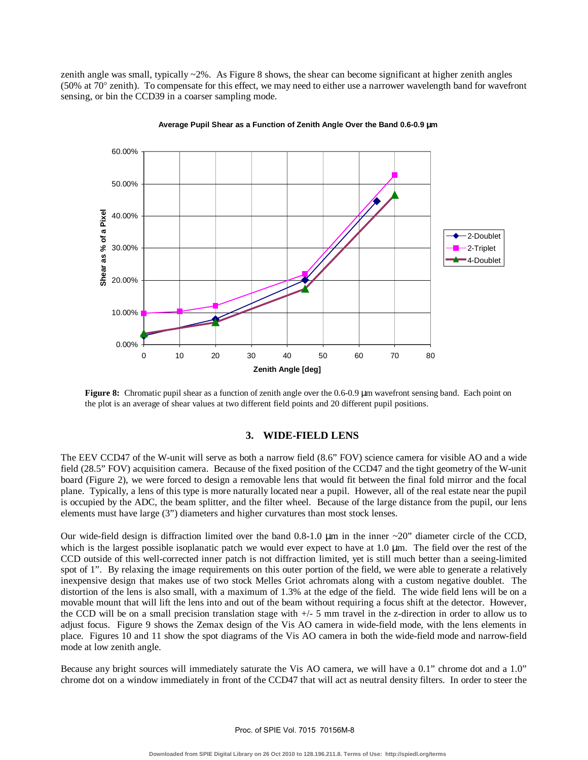zenith angle was small, typically ~2%. As Figure 8 shows, the shear can become significant at higher zenith angles (50% at 70° zenith). To compensate for this effect, we may need to either use a narrower wavelength band for wavefront sensing, or bin the CCD39 in a coarser sampling mode.

**Figure 8:** Chromatic pupil shear as a function of zenith angle over the 0.6-0.9 μm wavefront sensing band. Each point on the plot is an average of shear values at two different field points and 20 different pupil positions.

## 3. WIDE-FIELD LENS

The EEV CCD47 of the W-unit will serve as both a narrow field (8.6" FOV) science camera for visible AO and a wide field (28.5" FOV) acquisition camera. Because of the fixed position of the CCD47 and the tight geometry of the W-unit board (Figure 2), we were forced to design a removable lens that would fit between the final fold mirror and the focal plane. Typically, a lens of this type is more naturally located near a pupil. However, all of the real estate near the pupil is occupied by the ADC, the beam splitter, and the filter wheel. Because of the large distance from the pupil, our lens elements must have large (3") diameters and higher curvatures than most stock lenses.

Our wide-field design is diffraction limited over the band 0.8-1.0 μm in the inner ~20" diameter circle of the CCD, which is the largest possible isoplanatic patch we would ever expect to have at 1.0 μm. The field over the rest of the CCD outside of this well-corrected inner patch is not diffraction limited, yet is still much better than a seeing-limited spot of 1". By relaxing the image requirements on this outer portion of the field, we were able to generate a relatively inexpensive design that makes use of two stock Melles Griot achromats along with a custom negative doublet. The distortion of the lens is also small, with a maximum of 1.3% at the edge of the field. The wide field lens will be on a movable mount that will lift the lens into and out of the beam without requiring a focus shift at the detector. However, the CCD will be on a small precision translation stage with +/- 5 mm travel in the z-direction in order to allow us to adjust focus. Figure 9 shows the Zemax design of the Vis AO camera in wide-field mode, with the lens elements in place. Figures 10 and 11 show the spot diagrams of the Vis AO camera in both the wide-field mode and narrow-field mode at low zenith angle.

Because any bright sources will immediately saturate the Vis AO camera, we will have a 0.1" chrome dot and a 1.0" chrome dot on a window immediately in front of the CCD47 that will act as neutral density filters. In order to steer the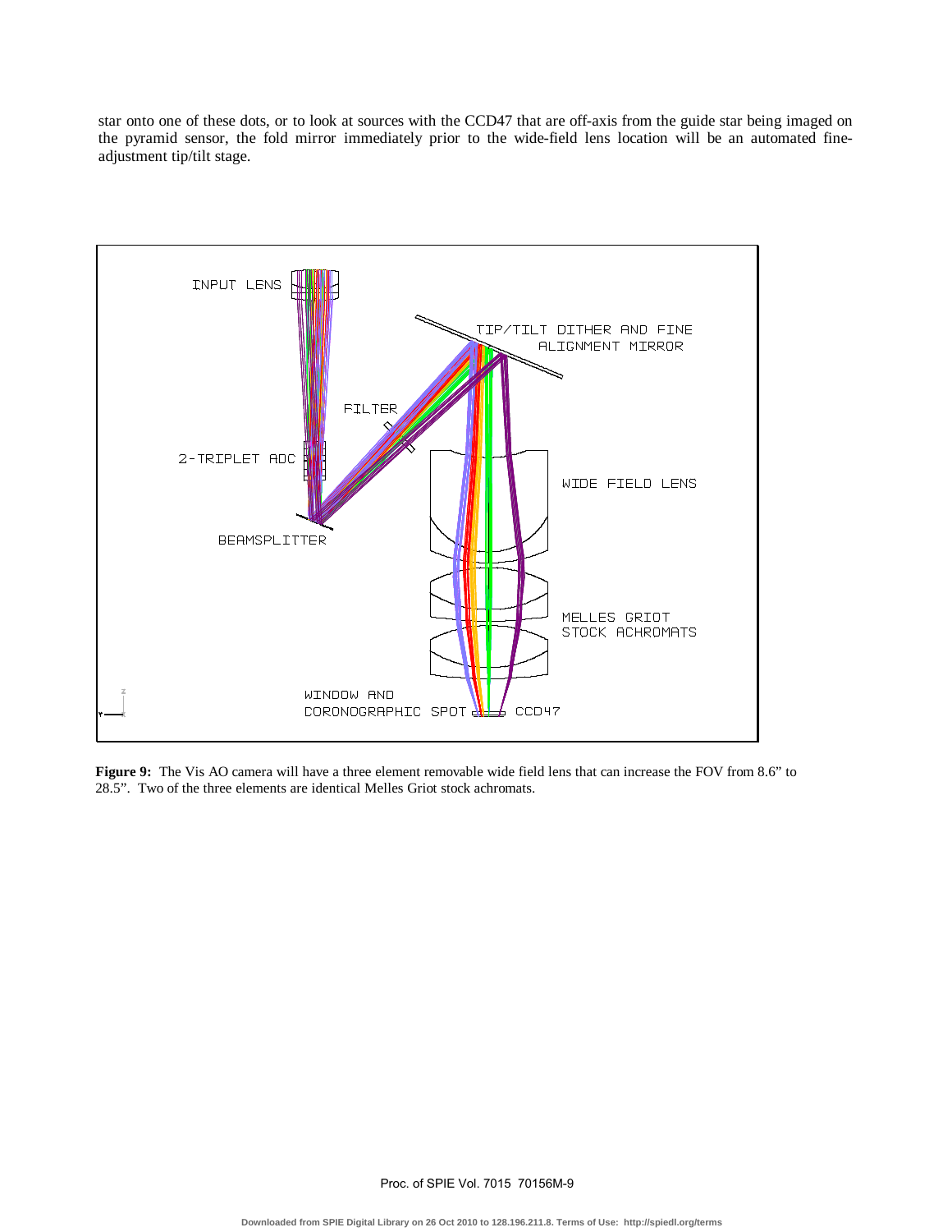star onto one of these dots, or to look at sources with the CCD47 that are off-axis from the guide star being imaged on the pyramid sensor, the fold mirror immediately prior to the wide-field lens location will be an automated fine-adjustment tip/tilt stage.

**Figure 9:** The Vis AO camera will have a three element removable wide field lens that can increase the FOV from 8.6" to 28.5". Two of the three elements are identical Melles Griot stock achromats.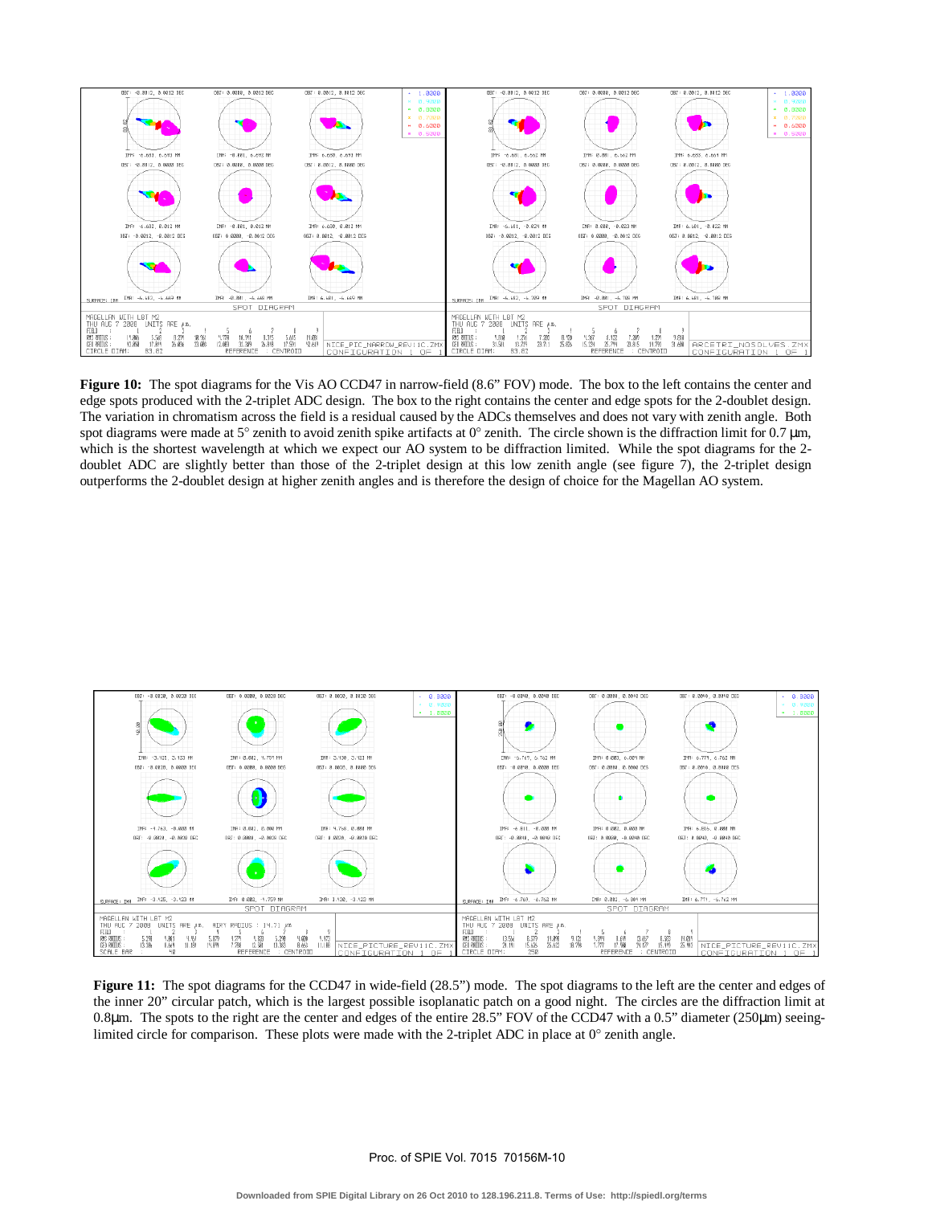**Figure 10:** The spot diagrams for the Vis AO CCD47 in narrow-field (8.6" FOV) mode. The box to the left contains the center and edge spots produced with the 2-triplet ADC design. The box to the right contains the center and edge spots for the 2-doublet design. The variation in chromatism across the field is a residual caused by the ADCs themselves and does not vary with zenith angle. Both spot diagrams were made at 5° zenith to avoid zenith spike artifacts at 0° zenith. The circle shown is the diffraction limit for 0.7 μm, which is the shortest wavelength at which we expect our AO system to be diffraction limited. While the spot diagrams for the 2-doublet ADC are slightly better than those of the 2-triplet design at this low zenith angle (see figure 7), the 2-triplet design outperforms the 2-doublet design at higher zenith angles and is therefore the design of choice for the Magellan AO system.

**Figure 11:** The spot diagrams for the CCD47 in wide-field (28.5") mode. The spot diagrams to the left are the center and edges of the inner 20" circular patch, which is the largest possible isoplanatic patch on a good night. The circles are the diffraction limit at 0.8μm. The spots to the right are the center and edges of the entire 28.5" FOV of the CCD47 with a 0.5" diameter (250μm) seeing-limited circle for comparison. These plots were made with the 2-triplet ADC in place at 0° zenith angle.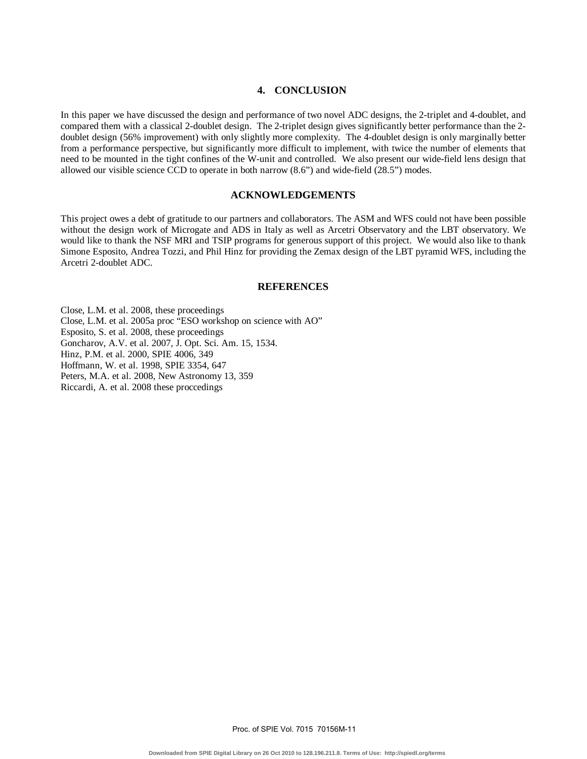## 4. CONCLUSION

In this paper we have discussed the design and performance of two novel ADC designs, the 2-triplet and 4-doublet, and compared them with a classical 2-doublet design. The 2-triplet design gives significantly better performance than the 2-doublet design (56% improvement) with only slightly more complexity. The 4-doublet design is only marginally better from a performance perspective, but significantly more difficult to implement, with twice the number of elements that need to be mounted in the tight confines of the W-unit and controlled. We also present our wide-field lens design that allowed our visible science CCD to operate in both narrow (8.6") and wide-field (28.5") modes.

## ACKNOWLEDGEMENTS

This project owes a debt of gratitude to our partners and collaborators. The ASM and WFS could not have been possible without the design work of Microgate and ADS in Italy as well as Arcetri Observatory and the LBT observatory. We would like to thank the NSF MRI and TSIP programs for generous support of this project. We would also like to thank Simone Esposito, Andrea Tozzi, and Phil Hinz for providing the Zemax design of the LBT pyramid WFS, including the Arcetri 2-doublet ADC.

## REFERENCES

Close, L.M. et al. 2008, these proceedings
Close, L.M. et al. 2005a proc "ESO workshop on science with AO"
Esposito, S. et al. 2008, these proceedings
Goncharov, A.V. et al. 2007, J. Opt. Sci. Am. 15, 1534.
Hinz, P.M. et al. 2000, SPIE 4006, 349
Hoffmann, W. et al. 1998, SPIE 3354, 647
Peters, M.A. et al. 2008, New Astronomy 13, 359
Riccardi, A. et al. 2008 these proccedings